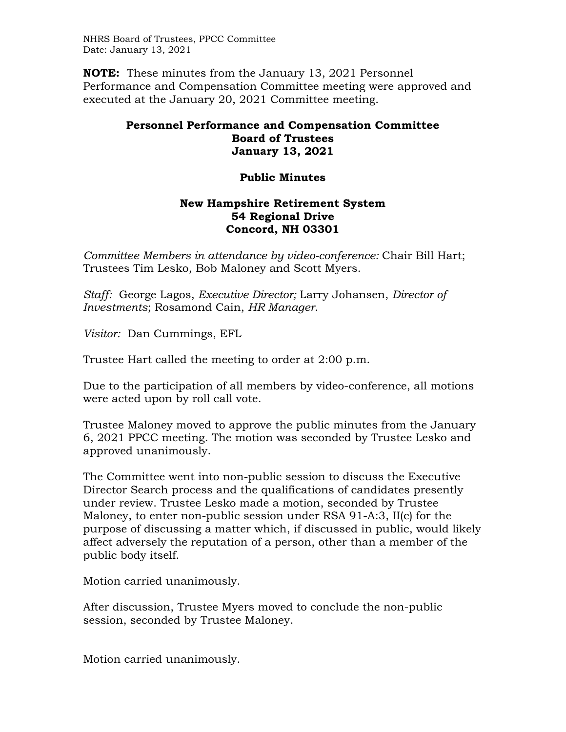**NOTE:** These minutes from the January 13, 2021 Personnel Performance and Compensation Committee meeting were approved and executed at the January 20, 2021 Committee meeting.

# Personnel Performance and Compensation Committee
# Board of Trustees
# January 13, 2021

## Public Minutes

### New Hampshire Retirement System
### 54 Regional Drive
### Concord, NH 03301

*Committee Members in attendance by video-conference:* Chair Bill Hart; Trustees Tim Lesko, Bob Maloney and Scott Myers.

*Staff:* George Lagos, *Executive Director;* Larry Johansen, *Director of Investments*; Rosamond Cain, *HR Manager*.

*Visitor:* Dan Cummings, EFL

Trustee Hart called the meeting to order at 2:00 p.m.

Due to the participation of all members by video-conference, all motions were acted upon by roll call vote.

Trustee Maloney moved to approve the public minutes from the January 6, 2021 PPCC meeting. The motion was seconded by Trustee Lesko and approved unanimously.

The Committee went into non-public session to discuss the Executive Director Search process and the qualifications of candidates presently under review. Trustee Lesko made a motion, seconded by Trustee Maloney, to enter non-public session under RSA 91-A:3, II(c) for the purpose of discussing a matter which, if discussed in public, would likely affect adversely the reputation of a person, other than a member of the public body itself.

Motion carried unanimously.

After discussion, Trustee Myers moved to conclude the non-public session, seconded by Trustee Maloney.

Motion carried unanimously.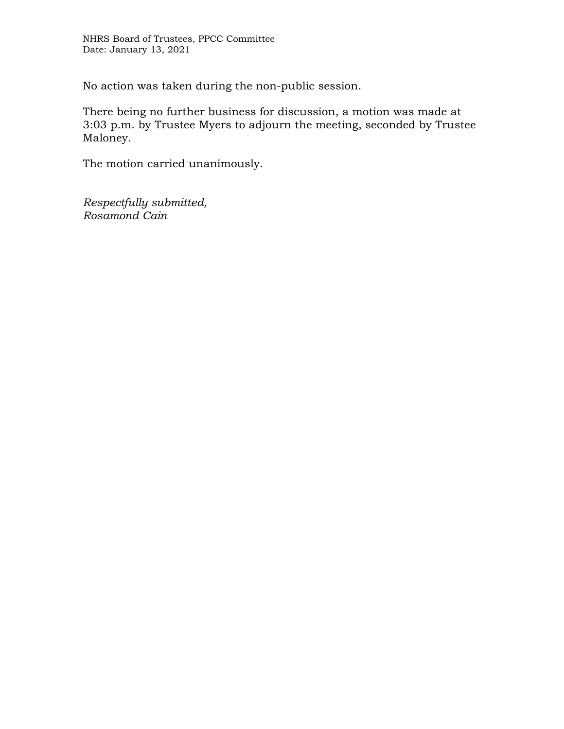No action was taken during the non-public session.

There being no further business for discussion, a motion was made at 3:03 p.m. by Trustee Myers to adjourn the meeting, seconded by Trustee Maloney.

The motion carried unanimously.

*Respectfully submitted,*
*Rosamond Cain*